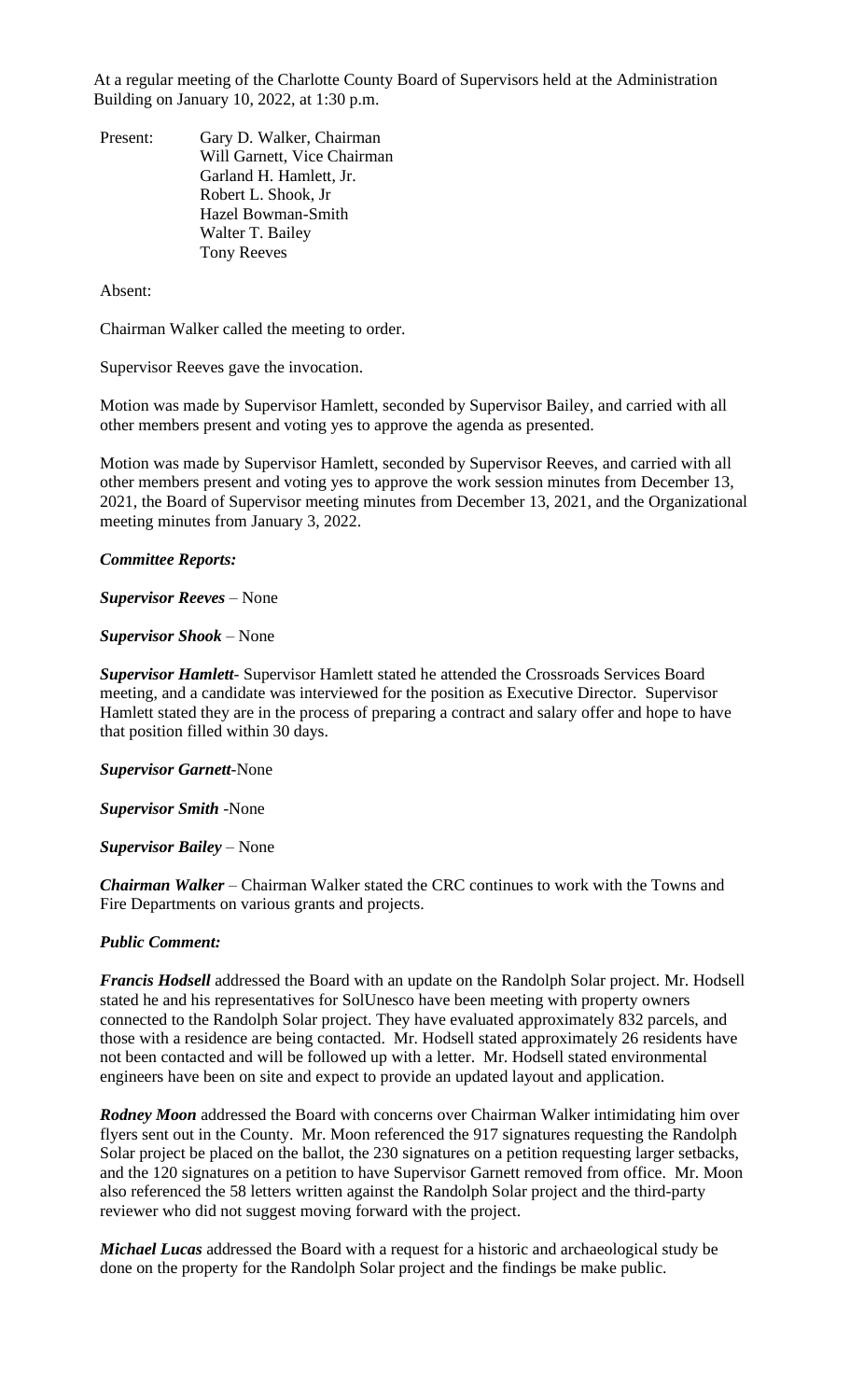At a regular meeting of the Charlotte County Board of Supervisors held at the Administration Building on January 10, 2022, at 1:30 p.m.

Present: Gary D. Walker, Chairman
Will Garnett, Vice Chairman
Garland H. Hamlett, Jr.
Robert L. Shook, Jr
Hazel Bowman-Smith
Walter T. Bailey
Tony Reeves

Absent:

Chairman Walker called the meeting to order.

Supervisor Reeves gave the invocation.

Motion was made by Supervisor Hamlett, seconded by Supervisor Bailey, and carried with all other members present and voting yes to approve the agenda as presented.

Motion was made by Supervisor Hamlett, seconded by Supervisor Reeves, and carried with all other members present and voting yes to approve the work session minutes from December 13, 2021, the Board of Supervisor meeting minutes from December 13, 2021, and the Organizational meeting minutes from January 3, 2022.

***Committee Reports:***

***Supervisor Reeves*** – None

***Supervisor Shook*** – None

***Supervisor Hamlett***- Supervisor Hamlett stated he attended the Crossroads Services Board meeting, and a candidate was interviewed for the position as Executive Director. Supervisor Hamlett stated they are in the process of preparing a contract and salary offer and hope to have that position filled within 30 days.

***Supervisor Garnett***-None

***Supervisor Smith*** -None

***Supervisor Bailey*** – None

***Chairman Walker*** – Chairman Walker stated the CRC continues to work with the Towns and Fire Departments on various grants and projects.

***Public Comment:***

***Francis Hodsell*** addressed the Board with an update on the Randolph Solar project. Mr. Hodsell stated he and his representatives for SolUnesco have been meeting with property owners connected to the Randolph Solar project. They have evaluated approximately 832 parcels, and those with a residence are being contacted. Mr. Hodsell stated approximately 26 residents have not been contacted and will be followed up with a letter. Mr. Hodsell stated environmental engineers have been on site and expect to provide an updated layout and application.

***Rodney Moon*** addressed the Board with concerns over Chairman Walker intimidating him over flyers sent out in the County. Mr. Moon referenced the 917 signatures requesting the Randolph Solar project be placed on the ballot, the 230 signatures on a petition requesting larger setbacks, and the 120 signatures on a petition to have Supervisor Garnett removed from office. Mr. Moon also referenced the 58 letters written against the Randolph Solar project and the third-party reviewer who did not suggest moving forward with the project.

***Michael Lucas*** addressed the Board with a request for a historic and archaeological study be done on the property for the Randolph Solar project and the findings be make public.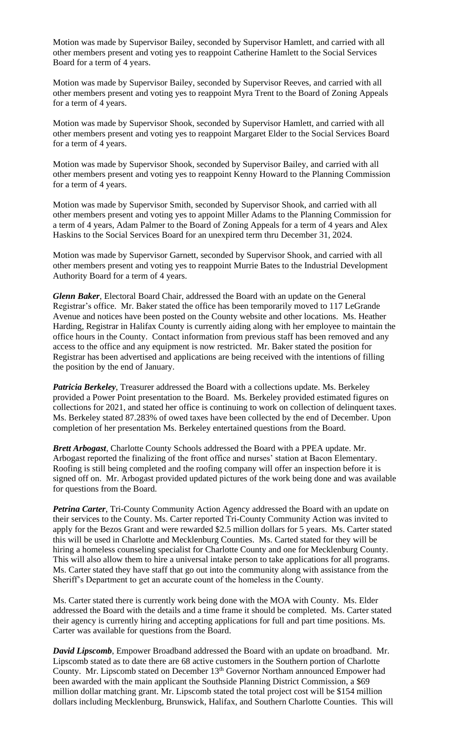Motion was made by Supervisor Bailey, seconded by Supervisor Hamlett, and carried with all other members present and voting yes to reappoint Catherine Hamlett to the Social Services Board for a term of 4 years.

Motion was made by Supervisor Bailey, seconded by Supervisor Reeves, and carried with all other members present and voting yes to reappoint Myra Trent to the Board of Zoning Appeals for a term of 4 years.

Motion was made by Supervisor Shook, seconded by Supervisor Hamlett, and carried with all other members present and voting yes to reappoint Margaret Elder to the Social Services Board for a term of 4 years.

Motion was made by Supervisor Shook, seconded by Supervisor Bailey, and carried with all other members present and voting yes to reappoint Kenny Howard to the Planning Commission for a term of 4 years.

Motion was made by Supervisor Smith, seconded by Supervisor Shook, and carried with all other members present and voting yes to appoint Miller Adams to the Planning Commission for a term of 4 years, Adam Palmer to the Board of Zoning Appeals for a term of 4 years and Alex Haskins to the Social Services Board for an unexpired term thru December 31, 2024.

Motion was made by Supervisor Garnett, seconded by Supervisor Shook, and carried with all other members present and voting yes to reappoint Murrie Bates to the Industrial Development Authority Board for a term of 4 years.

***Glenn Baker***, Electoral Board Chair, addressed the Board with an update on the General Registrar's office. Mr. Baker stated the office has been temporarily moved to 117 LeGrande Avenue and notices have been posted on the County website and other locations. Ms. Heather Harding, Registrar in Halifax County is currently aiding along with her employee to maintain the office hours in the County. Contact information from previous staff has been removed and any access to the office and any equipment is now restricted. Mr. Baker stated the position for Registrar has been advertised and applications are being received with the intentions of filling the position by the end of January.

***Patricia Berkeley***, Treasurer addressed the Board with a collections update. Ms. Berkeley provided a Power Point presentation to the Board. Ms. Berkeley provided estimated figures on collections for 2021, and stated her office is continuing to work on collection of delinquent taxes. Ms. Berkeley stated 87.283% of owed taxes have been collected by the end of December. Upon completion of her presentation Ms. Berkeley entertained questions from the Board.

***Brett Arbogast***, Charlotte County Schools addressed the Board with a PPEA update. Mr. Arbogast reported the finalizing of the front office and nurses' station at Bacon Elementary. Roofing is still being completed and the roofing company will offer an inspection before it is signed off on. Mr. Arbogast provided updated pictures of the work being done and was available for questions from the Board.

***Petrina Carter***, Tri-County Community Action Agency addressed the Board with an update on their services to the County. Ms. Carter reported Tri-County Community Action was invited to apply for the Bezos Grant and were rewarded $2.5 million dollars for 5 years. Ms. Carter stated this will be used in Charlotte and Mecklenburg Counties. Ms. Carted stated for they will be hiring a homeless counseling specialist for Charlotte County and one for Mecklenburg County. This will also allow them to hire a universal intake person to take applications for all programs. Ms. Carter stated they have staff that go out into the community along with assistance from the Sheriff's Department to get an accurate count of the homeless in the County.

Ms. Carter stated there is currently work being done with the MOA with County. Ms. Elder addressed the Board with the details and a time frame it should be completed. Ms. Carter stated their agency is currently hiring and accepting applications for full and part time positions. Ms. Carter was available for questions from the Board.

***David Lipscomb***, Empower Broadband addressed the Board with an update on broadband. Mr. Lipscomb stated as to date there are 68 active customers in the Southern portion of Charlotte County. Mr. Lipscomb stated on December 13th Governor Northam announced Empower had been awarded with the main applicant the Southside Planning District Commission, a $69 million dollar matching grant. Mr. Lipscomb stated the total project cost will be $154 million dollars including Mecklenburg, Brunswick, Halifax, and Southern Charlotte Counties. This will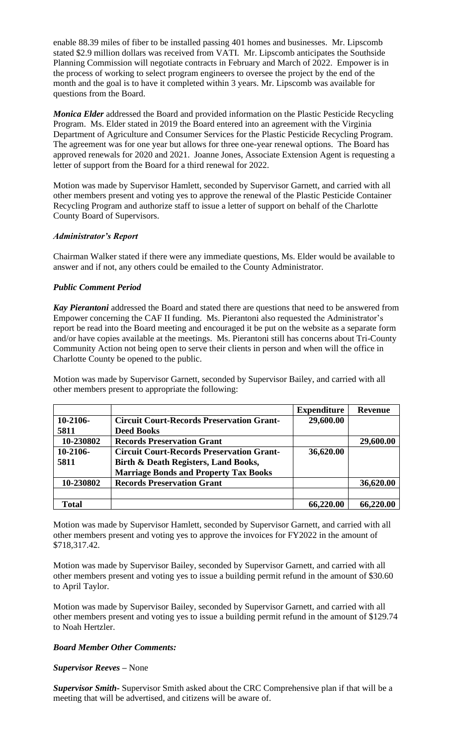enable 88.39 miles of fiber to be installed passing 401 homes and businesses. Mr. Lipscomb stated $2.9 million dollars was received from VATI. Mr. Lipscomb anticipates the Southside Planning Commission will negotiate contracts in February and March of 2022. Empower is in the process of working to select program engineers to oversee the project by the end of the month and the goal is to have it completed within 3 years. Mr. Lipscomb was available for questions from the Board.

***Monica Elder*** addressed the Board and provided information on the Plastic Pesticide Recycling Program. Ms. Elder stated in 2019 the Board entered into an agreement with the Virginia Department of Agriculture and Consumer Services for the Plastic Pesticide Recycling Program. The agreement was for one year but allows for three one-year renewal options. The Board has approved renewals for 2020 and 2021. Joanne Jones, Associate Extension Agent is requesting a letter of support from the Board for a third renewal for 2022.

Motion was made by Supervisor Hamlett, seconded by Supervisor Garnett, and carried with all other members present and voting yes to approve the renewal of the Plastic Pesticide Container Recycling Program and authorize staff to issue a letter of support on behalf of the Charlotte County Board of Supervisors.

***Administrator's Report***

Chairman Walker stated if there were any immediate questions, Ms. Elder would be available to answer and if not, any others could be emailed to the County Administrator.

***Public Comment Period***

***Kay Pierantoni*** addressed the Board and stated there are questions that need to be answered from Empower concerning the CAF II funding. Ms. Pierantoni also requested the Administrator's report be read into the Board meeting and encouraged it be put on the website as a separate form and/or have copies available at the meetings. Ms. Pierantoni still has concerns about Tri-County Community Action not being open to serve their clients in person and when will the office in Charlotte County be opened to the public.

Motion was made by Supervisor Garnett, seconded by Supervisor Bailey, and carried with all other members present to appropriate the following:

| | | Expenditure | Revenue |
|---|---|---|---|
| **10-2106-5811** | **Circuit Court-Records Preservation Grant-Deed Books** | **29,600.00** | |
| **10-230802** | **Records Preservation Grant** | | **29,600.00** |
| **10-2106-5811** | **Circuit Court-Records Preservation Grant-Birth & Death Registers, Land Books, Marriage Bonds and Property Tax Books** | **36,620.00** | |
| **10-230802** | **Records Preservation Grant** | | **36,620.00** |
| | | | |
| **Total** | | **66,220.00** | **66,220.00** |

Motion was made by Supervisor Hamlett, seconded by Supervisor Garnett, and carried with all other members present and voting yes to approve the invoices for FY2022 in the amount of $718,317.42.

Motion was made by Supervisor Bailey, seconded by Supervisor Garnett, and carried with all other members present and voting yes to issue a building permit refund in the amount of $30.60 to April Taylor.

Motion was made by Supervisor Bailey, seconded by Supervisor Garnett, and carried with all other members present and voting yes to issue a building permit refund in the amount of $129.74 to Noah Hertzler.

***Board Member Other Comments:***

***Supervisor Reeves*** – None

***Supervisor Smith***- Supervisor Smith asked about the CRC Comprehensive plan if that will be a meeting that will be advertised, and citizens will be aware of.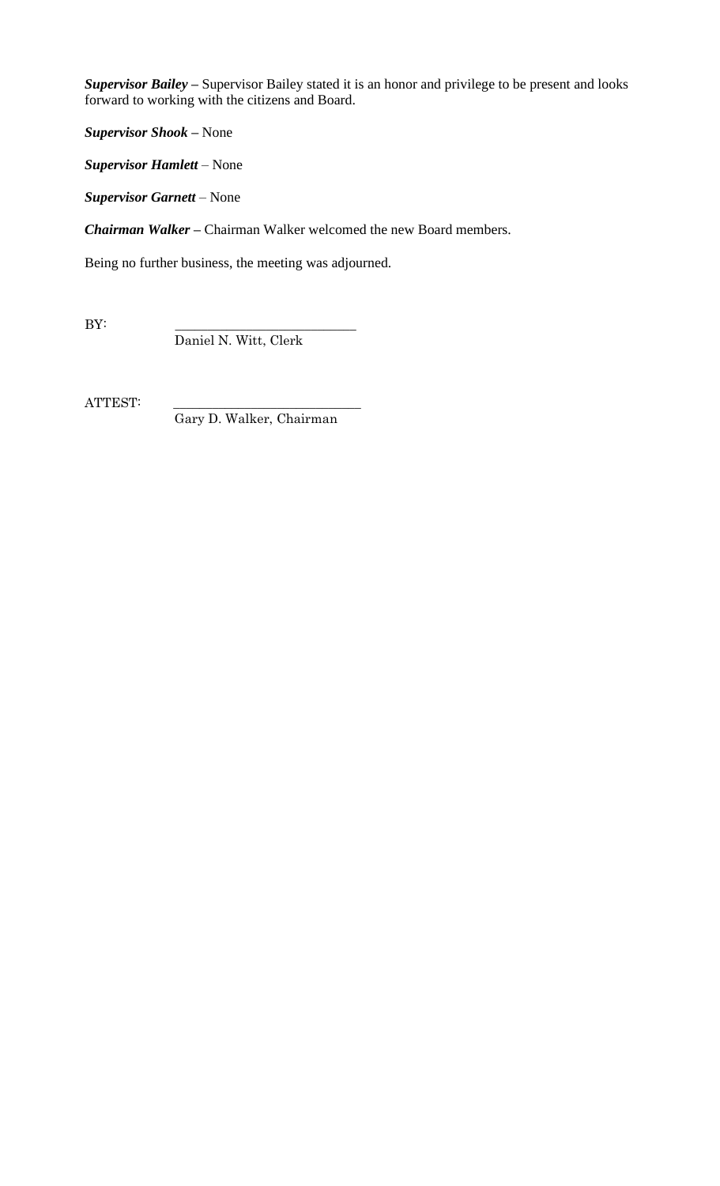***Supervisor Bailey –*** Supervisor Bailey stated it is an honor and privilege to be present and looks forward to working with the citizens and Board.

***Supervisor Shook –*** None

***Supervisor Hamlett*** – None

***Supervisor Garnett*** – None

***Chairman Walker –*** Chairman Walker welcomed the new Board members.

Being no further business, the meeting was adjourned.

BY: \_\_\_\_\_\_\_\_\_\_\_\_\_\_\_\_\_\_\_\_\_\_\_\_\_\_
Daniel N. Witt, Clerk

ATTEST: \_\_\_\_\_\_\_\_\_\_\_\_\_\_\_\_\_\_\_\_\_\_\_\_\_\_
Gary D. Walker, Chairman